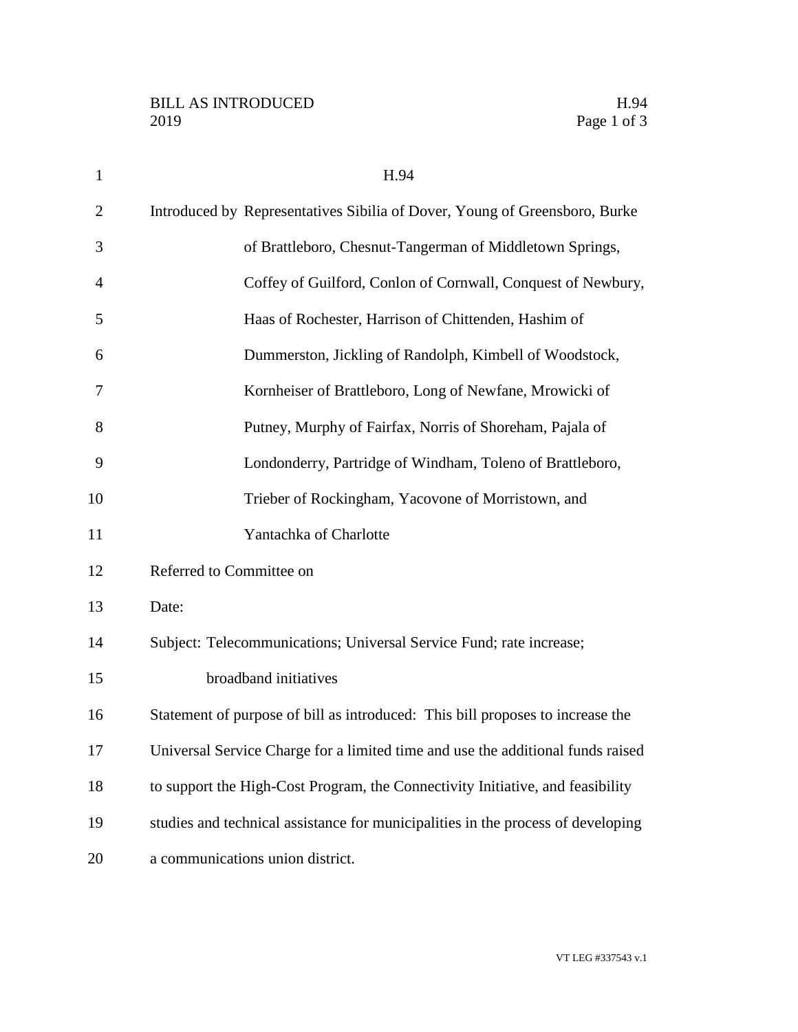BILL AS INTRODUCED
2019

# H.94

Introduced by Representatives Sibilia of Dover, Young of Greensboro, Burke of Brattleboro, Chesnut-Tangerman of Middletown Springs, Coffey of Guilford, Conlon of Cornwall, Conquest of Newbury, Haas of Rochester, Harrison of Chittenden, Hashim of Dummerston, Jickling of Randolph, Kimbell of Woodstock, Kornheiser of Brattleboro, Long of Newfane, Mrowicki of Putney, Murphy of Fairfax, Norris of Shoreham, Pajala of Londonderry, Partridge of Windham, Toleno of Brattleboro, Trieber of Rockingham, Yacovone of Morristown, and Yantachka of Charlotte

Referred to Committee on

Date:

Subject: Telecommunications; Universal Service Fund; rate increase; broadband initiatives

Statement of purpose of bill as introduced: This bill proposes to increase the Universal Service Charge for a limited time and use the additional funds raised to support the High-Cost Program, the Connectivity Initiative, and feasibility studies and technical assistance for municipalities in the process of developing a communications union district.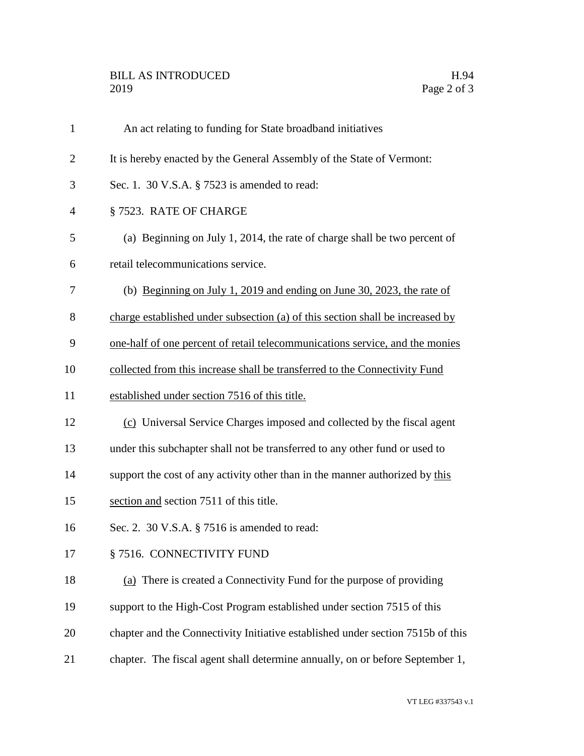An act relating to funding for State broadband initiatives

It is hereby enacted by the General Assembly of the State of Vermont:

Sec. 1. 30 V.S.A. § 7523 is amended to read:

§ 7523. RATE OF CHARGE

(a) Beginning on July 1, 2014, the rate of charge shall be two percent of retail telecommunications service.

(b) <u>Beginning on July 1, 2019 and ending on June 30, 2023, the rate of charge established under subsection (a) of this section shall be increased by one-half of one percent of retail telecommunications service, and the monies collected from this increase shall be transferred to the Connectivity Fund established under section 7516 of this title.</u>

<u>(c)</u> Universal Service Charges imposed and collected by the fiscal agent under this subchapter shall not be transferred to any other fund or used to support the cost of any activity other than in the manner authorized by <u>this section and</u> section 7511 of this title.

Sec. 2. 30 V.S.A. § 7516 is amended to read:

§ 7516. CONNECTIVITY FUND

<u>(a)</u> There is created a Connectivity Fund for the purpose of providing support to the High-Cost Program established under section 7515 of this chapter and the Connectivity Initiative established under section 7515b of this chapter. The fiscal agent shall determine annually, on or before September 1,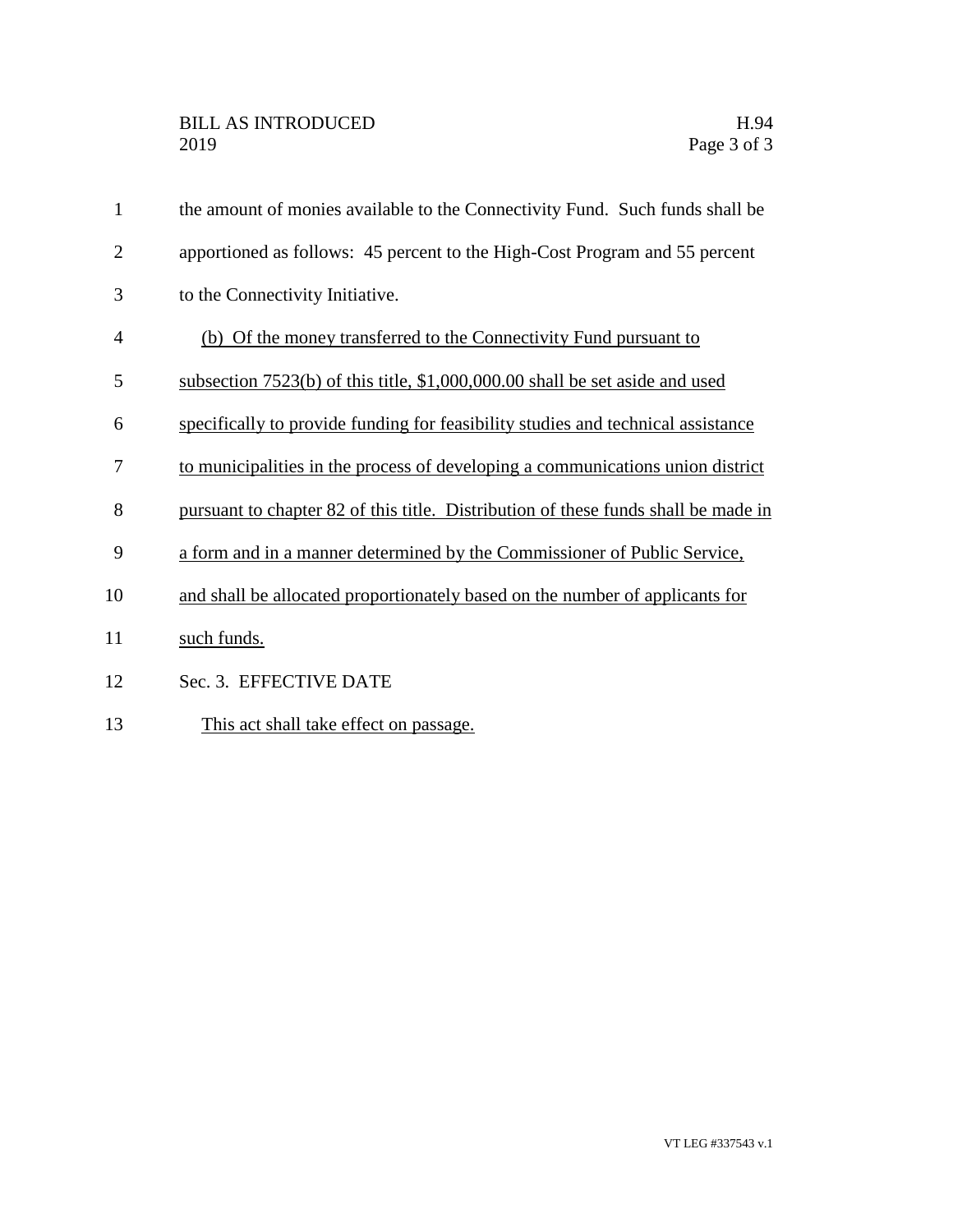the amount of monies available to the Connectivity Fund. Such funds shall be apportioned as follows: 45 percent to the High-Cost Program and 55 percent to the Connectivity Initiative.

<u>(b) Of the money transferred to the Connectivity Fund pursuant to subsection 7523(b) of this title, $1,000,000.00 shall be set aside and used specifically to provide funding for feasibility studies and technical assistance to municipalities in the process of developing a communications union district pursuant to chapter 82 of this title. Distribution of these funds shall be made in a form and in a manner determined by the Commissioner of Public Service, and shall be allocated proportionately based on the number of applicants for such funds.</u>

Sec. 3. EFFECTIVE DATE

<u>This act shall take effect on passage.</u>